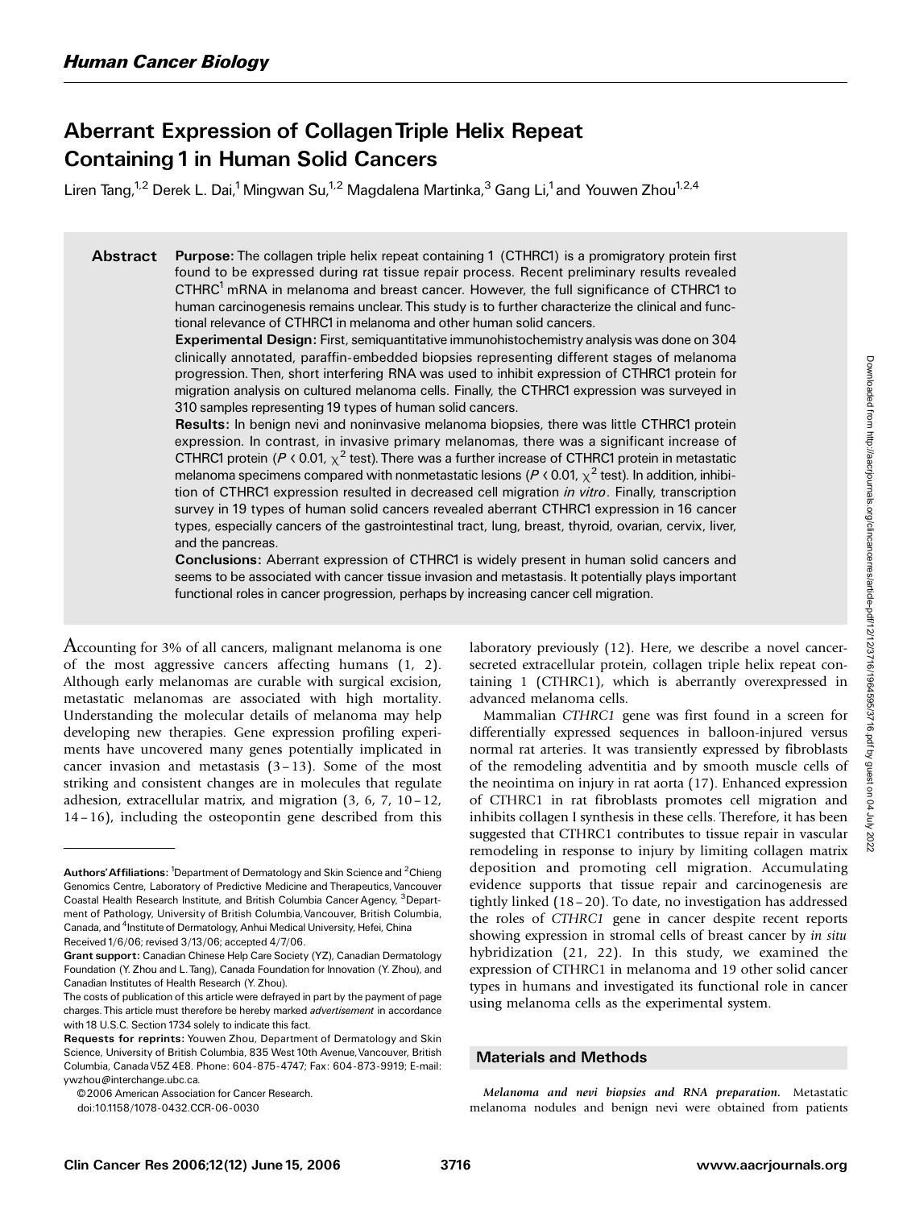## Human Cancer Biology

# Aberrant Expression of Collagen Triple Helix Repeat Containing 1 in Human Solid Cancers

Liren Tang,[1,2] Derek L. Dai,[1] Mingwan Su,[1,2] Magdalena Martinka,[3] Gang Li,[1] and Youwen Zhou[1,2,4]

## Abstract

**Purpose:** The collagen triple helix repeat containing 1 (CTHRC1) is a promigratory protein first found to be expressed during rat tissue repair process. Recent preliminary results revealed CTHRC[1] mRNA in melanoma and breast cancer. However, the full significance of CTHRC1 to human carcinogenesis remains unclear. This study is to further characterize the clinical and functional relevance of CTHRC1 in melanoma and other human solid cancers.

**Experimental Design:** First, semiquantitative immunohistochemistry analysis was done on 304 clinically annotated, paraffin-embedded biopsies representing different stages of melanoma progression. Then, short interfering RNA was used to inhibit expression of CTHRC1 protein for migration analysis on cultured melanoma cells. Finally, the CTHRC1 expression was surveyed in 310 samples representing 19 types of human solid cancers.

**Results:** In benign nevi and noninvasive melanoma biopsies, there was little CTHRC1 protein expression. In contrast, in invasive primary melanomas, there was a significant increase of CTHRC1 protein ($P < 0.01$, $\chi^2$ test). There was a further increase of CTHRC1 protein in metastatic melanoma specimens compared with nonmetastatic lesions ($P < 0.01$, $\chi^2$ test). In addition, inhibition of CTHRC1 expression resulted in decreased cell migration *in vitro*. Finally, transcription survey in 19 types of human solid cancers revealed aberrant CTHRC1 expression in 16 cancer types, especially cancers of the gastrointestinal tract, lung, breast, thyroid, ovarian, cervix, liver, and the pancreas.

**Conclusions:** Aberrant expression of CTHRC1 is widely present in human solid cancers and seems to be associated with cancer tissue invasion and metastasis. It potentially plays important functional roles in cancer progression, perhaps by increasing cancer cell migration.

Accounting for 3% of all cancers, malignant melanoma is one of the most aggressive cancers affecting humans (1, 2). Although early melanomas are curable with surgical excision, metastatic melanomas are associated with high mortality. Understanding the molecular details of melanoma may help developing new therapies. Gene expression profiling experiments have uncovered many genes potentially implicated in cancer invasion and metastasis (3–13). Some of the most striking and consistent changes are in molecules that regulate adhesion, extracellular matrix, and migration (3, 6, 7, 10–12, 14–16), including the osteopontin gene described from this laboratory previously (12). Here, we describe a novel cancer-secreted extracellular protein, collagen triple helix repeat containing 1 (CTHRC1), which is aberrantly overexpressed in advanced melanoma cells.

Mammalian *CTHRC1* gene was first found in a screen for differentially expressed sequences in balloon-injured versus normal rat arteries. It was transiently expressed by fibroblasts of the remodeling adventitia and by smooth muscle cells of the neointima on injury in rat aorta (17). Enhanced expression of CTHRC1 in rat fibroblasts promotes cell migration and inhibits collagen I synthesis in these cells. Therefore, it has been suggested that CTHRC1 contributes to tissue repair in vascular remodeling in response to injury by limiting collagen matrix deposition and promoting cell migration. Accumulating evidence supports that tissue repair and carcinogenesis are tightly linked (18–20). To date, no investigation has addressed the roles of *CTHRC1* gene in cancer despite recent reports showing expression in stromal cells of breast cancer by *in situ* hybridization (21, 22). In this study, we examined the expression of CTHRC1 in melanoma and 19 other solid cancer types in humans and investigated its functional role in cancer using melanoma cells as the experimental system.

## Materials and Methods

***Melanoma and nevi biopsies and RNA preparation.*** Metastatic melanoma nodules and benign nevi were obtained from patients

---

**Authors' Affiliations:** [1]Department of Dermatology and Skin Science and [2]Chieng Genomics Centre, Laboratory of Predictive Medicine and Therapeutics, Vancouver Coastal Health Research Institute, and British Columbia Cancer Agency, [3]Department of Pathology, University of British Columbia, Vancouver, British Columbia, Canada, and [4]Institute of Dermatology, Anhui Medical University, Hefei, China

Received 1/6/06; revised 3/13/06; accepted 4/7/06.

**Grant support:** Canadian Chinese Help Care Society (YZ), Canadian Dermatology Foundation (Y. Zhou and L. Tang), Canada Foundation for Innovation (Y. Zhou), and Canadian Institutes of Health Research (Y. Zhou).

The costs of publication of this article were defrayed in part by the payment of page charges. This article must therefore be hereby marked *advertisement* in accordance with 18 U.S.C. Section 1734 solely to indicate this fact.

**Requests for reprints:** Youwen Zhou, Department of Dermatology and Skin Science, University of British Columbia, 835 West 10th Avenue, Vancouver, British Columbia, Canada V5Z 4E8. Phone: 604-875-4747; Fax: 604-873-9919; E-mail: ywzhou@interchange.ubc.ca.

©2006 American Association for Cancer Research.

doi:10.1158/1078-0432.CCR-06-0030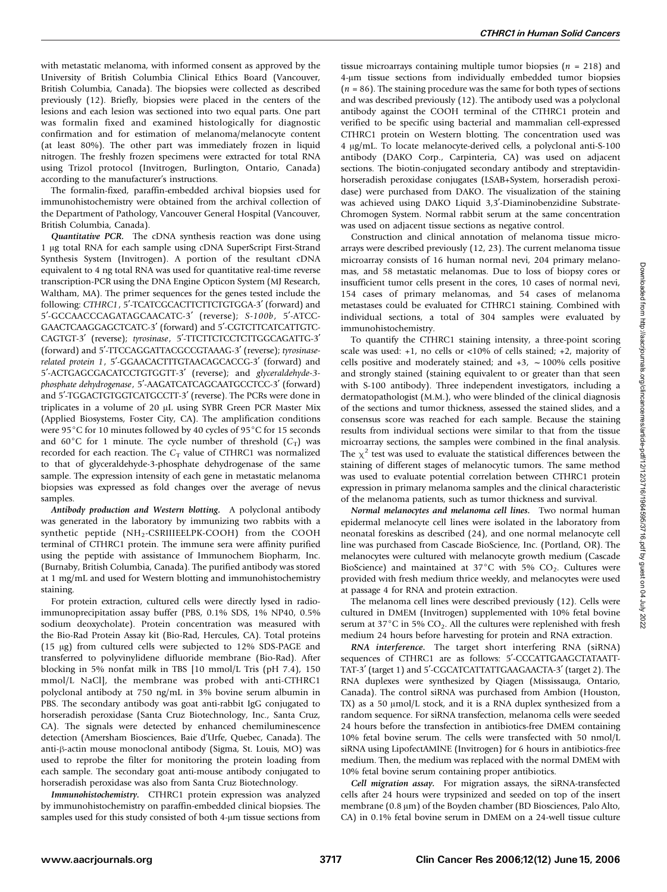with metastatic melanoma, with informed consent as approved by the University of British Columbia Clinical Ethics Board (Vancouver, British Columbia, Canada). The biopsies were collected as described previously (12). Briefly, biopsies were placed in the centers of the lesions and each lesion was sectioned into two equal parts. One part was formalin fixed and examined histologically for diagnostic confirmation and for estimation of melanoma/melanocyte content (at least 80%). The other part was immediately frozen in liquid nitrogen. The freshly frozen specimens were extracted for total RNA using Trizol protocol (Invitrogen, Burlington, Ontario, Canada) according to the manufacturer's instructions.

The formalin-fixed, paraffin-embedded archival biopsies used for immunohistochemistry were obtained from the archival collection of the Department of Pathology, Vancouver General Hospital (Vancouver, British Columbia, Canada).

***Quantitative PCR.*** The cDNA synthesis reaction was done using 1 μg total RNA for each sample using cDNA SuperScript First-Strand Synthesis System (Invitrogen). A portion of the resultant cDNA equivalent to 4 ng total RNA was used for quantitative real-time reverse transcription-PCR using the DNA Engine Opticon System (MJ Research, Waltham, MA). The primer sequences for the genes tested include the following: *CTHRC1*, 5′-TCATCGCACTTCTTCTGTGGA-3′ (forward) and 5′-GCCAACCCAGATAGCAACATC-3′ (reverse); *S-100b*, 5′-ATCCGAACTCAAGGAGCTCATC-3′ (forward) and 5′-CGTCTTCATCATTGTCCAGTGT-3′ (reverse); *tyrosinase*, 5′-TTCTTCTCCTCTTGGCAGATTG-3′ (forward) and 5′-TTCCAGGATTACGCCGTAAAG-3′ (reverse); *tyrosinase-related protein 1*, 5′-GGAACACTTTGTAACAGCACCG-3′ (forward) and 5′-ACTGAGCGACATCCTGTGGTT-3′ (reverse); and *glyceraldehyde-3-phosphate dehydrogenase*, 5′-AAGATCATCAGCAATGCCTCC-3′ (forward) and 5′-TGGACTGTGGTCATGCCTT-3′ (reverse). The PCRs were done in triplicates in a volume of 20 μL using SYBR Green PCR Master Mix (Applied Biosystems, Foster City, CA). The amplification conditions were 95°C for 10 minutes followed by 40 cycles of 95°C for 15 seconds and 60°C for 1 minute. The cycle number of threshold ($C_T$) was recorded for each reaction. The $C_T$ value of CTHRC1 was normalized to that of glyceraldehyde-3-phosphate dehydrogenase of the same sample. The expression intensity of each gene in metastatic melanoma biopsies was expressed as fold changes over the average of nevus samples.

***Antibody production and Western blotting.*** A polyclonal antibody was generated in the laboratory by immunizing two rabbits with a synthetic peptide ($NH_2$-CSRIIIEELPK-COOH) from the COOH terminal of CTHRC1 protein. The immune sera were affinity purified using the peptide with assistance of Immunochem Biopharm, Inc. (Burnaby, British Columbia, Canada). The purified antibody was stored at 1 mg/mL and used for Western blotting and immunohistochemistry staining.

For protein extraction, cultured cells were directly lysed in radioimmunoprecipitation assay buffer (PBS, 0.1% SDS, 1% NP40, 0.5% sodium deoxycholate). Protein concentration was measured with the Bio-Rad Protein Assay kit (Bio-Rad, Hercules, CA). Total proteins (15 μg) from cultured cells were subjected to 12% SDS-PAGE and transferred to polyvinylidene difluoride membrane (Bio-Rad). After blocking in 5% nonfat milk in TBS [10 mmol/L Tris (pH 7.4), 150 mmol/L NaCl], the membrane was probed with anti-CTHRC1 polyclonal antibody at 750 ng/mL in 3% bovine serum albumin in PBS. The secondary antibody was goat anti-rabbit IgG conjugated to horseradish peroxidase (Santa Cruz Biotechnology, Inc., Santa Cruz, CA). The signals were detected by enhanced chemiluminescence detection (Amersham Biosciences, Baie d'Urfe, Quebec, Canada). The anti-β-actin mouse monoclonal antibody (Sigma, St. Louis, MO) was used to reprobe the filter for monitoring the protein loading from each sample. The secondary goat anti-mouse antibody conjugated to horseradish peroxidase was also from Santa Cruz Biotechnology.

***Immunohistochemistry.*** CTHRC1 protein expression was analyzed by immunohistochemistry on paraffin-embedded clinical biopsies. The samples used for this study consisted of both 4-μm tissue sections from tissue microarrays containing multiple tumor biopsies ($n$ = 218) and 4-μm tissue sections from individually embedded tumor biopsies ($n$ = 86). The staining procedure was the same for both types of sections and was described previously (12). The antibody used was a polyclonal antibody against the COOH terminal of the CTHRC1 protein and verified to be specific using bacterial and mammalian cell-expressed CTHRC1 protein on Western blotting. The concentration used was 4 μg/mL. To locate melanocyte-derived cells, a polyclonal anti-S-100 antibody (DAKO Corp., Carpinteria, CA) was used on adjacent sections. The biotin-conjugated secondary antibody and streptavidin-horseradish peroxidase conjugates (LSAB+System, horseradish peroxidase) were purchased from DAKO. The visualization of the staining was achieved using DAKO Liquid 3,3′-Diaminobenzidine Substrate-Chromogen System. Normal rabbit serum at the same concentration was used on adjacent tissue sections as negative control.

Construction and clinical annotation of melanoma tissue microarrays were described previously (12, 23). The current melanoma tissue microarray consists of 16 human normal nevi, 204 primary melanomas, and 58 metastatic melanomas. Due to loss of biopsy cores or insufficient tumor cells present in the cores, 10 cases of normal nevi, 154 cases of primary melanomas, and 54 cases of melanoma metastases could be evaluated for CTHRC1 staining. Combined with individual sections, a total of 304 samples were evaluated by immunohistochemistry.

To quantify the CTHRC1 staining intensity, a three-point scoring scale was used: +1, no cells or <10% of cells stained; +2, majority of cells positive and moderately stained; and +3, ~100% cells positive and strongly stained (staining equivalent to or greater than that seen with S-100 antibody). Three independent investigators, including a dermatopathologist (M.M.), who were blinded of the clinical diagnosis of the sections and tumor thickness, assessed the stained slides, and a consensus score was reached for each sample. Because the staining results from individual sections were similar to that from the tissue microarray sections, the samples were combined in the final analysis. The $\chi^2$ test was used to evaluate the statistical differences between the staining of different stages of melanocytic tumors. The same method was used to evaluate potential correlation between CTHRC1 protein expression in primary melanoma samples and the clinical characteristic of the melanoma patients, such as tumor thickness and survival.

***Normal melanocytes and melanoma cell lines.*** Two normal human epidermal melanocyte cell lines were isolated in the laboratory from neonatal foreskins as described (24), and one normal melanocyte cell line was purchased from Cascade BioScience, Inc. (Portland, OR). The melanocytes were cultured with melanocyte growth medium (Cascade BioScience) and maintained at 37°C with 5% $CO_2$. Cultures were provided with fresh medium thrice weekly, and melanocytes were used at passage 4 for RNA and protein extraction.

The melanoma cell lines were described previously (12). Cells were cultured in DMEM (Invitrogen) supplemented with 10% fetal bovine serum at 37°C in 5% $CO_2$. All the cultures were replenished with fresh medium 24 hours before harvesting for protein and RNA extraction.

***RNA interference.*** The target short interfering RNA (siRNA) sequences of CTHRC1 are as follows: 5′-CCCATTGAAGCTATAATTTAT-3′ (target 1) and 5′-CGCATCATTATTGAAGAACTA-3′ (target 2). The RNA duplexes were synthesized by Qiagen (Mississauga, Ontario, Canada). The control siRNA was purchased from Ambion (Houston, TX) as a 50 μmol/L stock, and it is a RNA duplex synthesized from a random sequence. For siRNA transfection, melanoma cells were seeded 24 hours before the transfection in antibiotics-free DMEM containing 10% fetal bovine serum. The cells were transfected with 50 nmol/L siRNA using LipofectAMINE (Invitrogen) for 6 hours in antibiotics-free medium. Then, the medium was replaced with the normal DMEM with 10% fetal bovine serum containing proper antibiotics.

***Cell migration assay.*** For migration assays, the siRNA-transfected cells after 24 hours were trypsinized and seeded on top of the insert membrane (0.8 μm) of the Boyden chamber (BD Biosciences, Palo Alto, CA) in 0.1% fetal bovine serum in DMEM on a 24-well tissue culture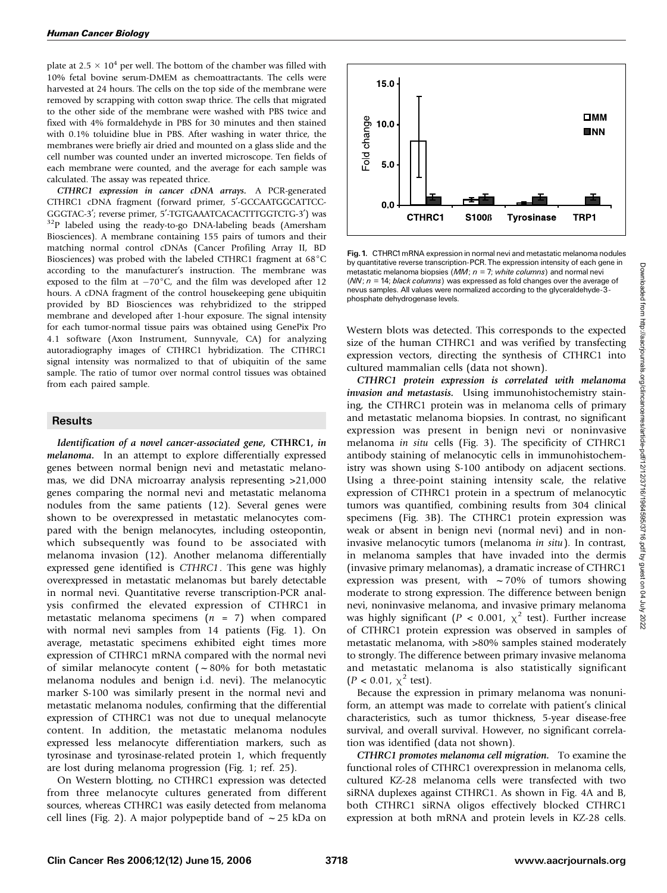plate at $2.5 \times 10^4$ per well. The bottom of the chamber was filled with 10% fetal bovine serum-DMEM as chemoattractants. The cells were harvested at 24 hours. The cells on the top side of the membrane were removed by scrapping with cotton swap thrice. The cells that migrated to the other side of the membrane were washed with PBS twice and fixed with 4% formaldehyde in PBS for 30 minutes and then stained with 0.1% toluidine blue in PBS. After washing in water thrice, the membranes were briefly air dried and mounted on a glass slide and the cell number was counted under an inverted microscope. Ten fields of each membrane were counted, and the average for each sample was calculated. The assay was repeated thrice.

***CTHRC1 expression in cancer cDNA arrays.*** A PCR-generated CTHRC1 cDNA fragment (forward primer, 5′-GCCAATGGCATTCC-GGGTAC-3′; reverse primer, 5′-TGTGAAATCACACTTTGGTCTG-3′) was $^{32}P$ labeled using the ready-to-go DNA-labeling beads (Amersham Biosciences). A membrane containing 155 pairs of tumors and their matching normal control cDNAs (Cancer Profiling Array II, BD Biosciences) was probed with the labeled CTHRC1 fragment at 68°C according to the manufacturer's instruction. The membrane was exposed to the film at −70°C, and the film was developed after 12 hours. A cDNA fragment of the control housekeeping gene ubiquitin provided by BD Biosciences was rehybridized to the stripped membrane and developed after 1-hour exposure. The signal intensity for each tumor-normal tissue pairs was obtained using GenePix Pro 4.1 software (Axon Instrument, Sunnyvale, CA) for analyzing autoradiography images of CTHRC1 hybridization. The CTHRC1 signal intensity was normalized to that of ubiquitin of the same sample. The ratio of tumor over normal control tissues was obtained from each paired sample.

## Results

***Identification of a novel cancer-associated gene, CTHRC1, in melanoma.*** In an attempt to explore differentially expressed genes between normal benign nevi and metastatic melanomas, we did DNA microarray analysis representing >21,000 genes comparing the normal nevi and metastatic melanoma nodules from the same patients (12). Several genes were shown to be overexpressed in metastatic melanocytes compared with the benign melanocytes, including osteopontin, which subsequently was found to be associated with melanoma invasion (12). Another melanoma differentially expressed gene identified is *CTHRC1*. This gene was highly overexpressed in metastatic melanomas but barely detectable in normal nevi. Quantitative reverse transcription-PCR analysis confirmed the elevated expression of CTHRC1 in metastatic melanoma specimens ($n = 7$) when compared with normal nevi samples from 14 patients (Fig. 1). On average, metastatic specimens exhibited eight times more expression of CTHRC1 mRNA compared with the normal nevi of similar melanocyte content (~80% for both metastatic melanoma nodules and benign i.d. nevi). The melanocytic marker S-100 was similarly present in the normal nevi and metastatic melanoma nodules, confirming that the differential expression of CTHRC1 was not due to unequal melanocyte content. In addition, the metastatic melanoma nodules expressed less melanocyte differentiation markers, such as tyrosinase and tyrosinase-related protein 1, which frequently are lost during melanoma progression (Fig. 1; ref. 25).

On Western blotting, no CTHRC1 expression was detected from three melanocyte cultures generated from different sources, whereas CTHRC1 was easily detected from melanoma cell lines (Fig. 2). A major polypeptide band of ~25 kDa on

Fig. 1. CTHRC1 mRNA expression in normal nevi and metastatic melanoma nodules by quantitative reverse transcription-PCR. The expression intensity of each gene in metastatic melanoma biopsies (*MM*; $n = 7$; *white columns*) and normal nevi (*NN*; $n = 14$; *black columns*) was expressed as fold changes over the average of nevus samples. All values were normalized according to the glyceraldehyde-3-phosphate dehydrogenase levels.

Western blots was detected. This corresponds to the expected size of the human CTHRC1 and was verified by transfecting expression vectors, directing the synthesis of CTHRC1 into cultured mammalian cells (data not shown).

***CTHRC1 protein expression is correlated with melanoma invasion and metastasis.*** Using immunohistochemistry staining, the CTHRC1 protein was in melanoma cells of primary and metastatic melanoma biopsies. In contrast, no significant expression was present in benign nevi or noninvasive melanoma *in situ* cells (Fig. 3). The specificity of CTHRC1 antibody staining of melanocytic cells in immunohistochemistry was shown using S-100 antibody on adjacent sections. Using a three-point staining intensity scale, the relative expression of CTHRC1 protein in a spectrum of melanocytic tumors was quantified, combining results from 304 clinical specimens (Fig. 3B). The CTHRC1 protein expression was weak or absent in benign nevi (normal nevi) and in noninvasive melanocytic tumors (melanoma *in situ*). In contrast, in melanoma samples that have invaded into the dermis (invasive primary melanomas), a dramatic increase of CTHRC1 expression was present, with ~70% of tumors showing moderate to strong expression. The difference between benign nevi, noninvasive melanoma, and invasive primary melanoma was highly significant ($P < 0.001$, $\chi^2$ test). Further increase of CTHRC1 protein expression was observed in samples of metastatic melanoma, with >80% samples stained moderately to strongly. The difference between primary invasive melanoma and metastatic melanoma is also statistically significant ($P < 0.01$, $\chi^2$ test).

Because the expression in primary melanoma was nonuniform, an attempt was made to correlate with patient's clinical characteristics, such as tumor thickness, 5-year disease-free survival, and overall survival. However, no significant correlation was identified (data not shown).

***CTHRC1 promotes melanoma cell migration.*** To examine the functional roles of CTHRC1 overexpression in melanoma cells, cultured KZ-28 melanoma cells were transfected with two siRNA duplexes against CTHRC1. As shown in Fig. 4A and B, both CTHRC1 siRNA oligos effectively blocked CTHRC1 expression at both mRNA and protein levels in KZ-28 cells.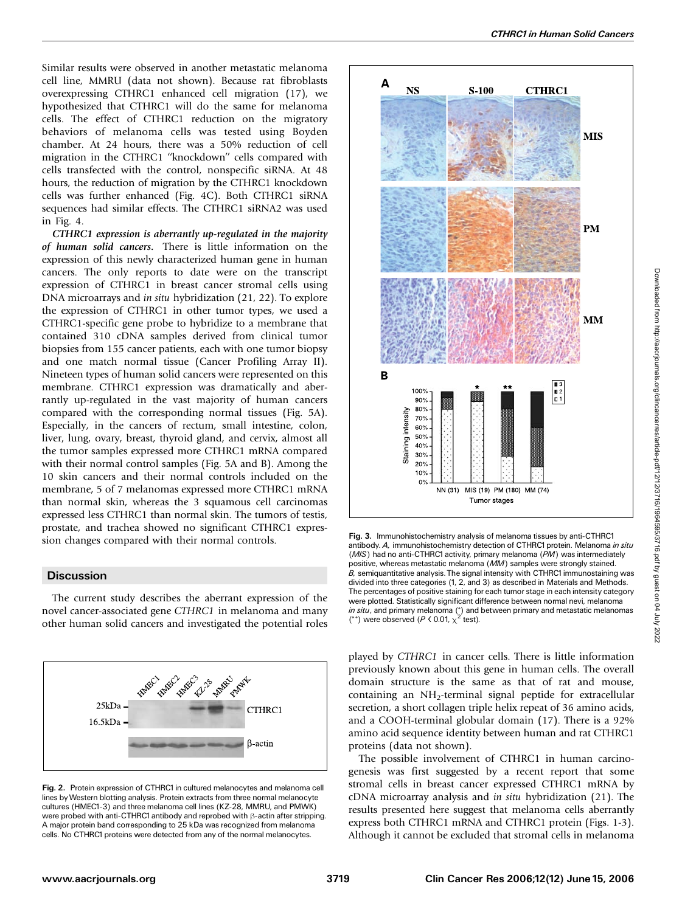Similar results were observed in another metastatic melanoma cell line, MMRU (data not shown). Because rat fibroblasts overexpressing CTHRC1 enhanced cell migration (17), we hypothesized that CTHRC1 will do the same for melanoma cells. The effect of CTHRC1 reduction on the migratory behaviors of melanoma cells was tested using Boyden chamber. At 24 hours, there was a 50% reduction of cell migration in the CTHRC1 ''knockdown'' cells compared with cells transfected with the control, nonspecific siRNA. At 48 hours, the reduction of migration by the CTHRC1 knockdown cells was further enhanced (Fig. 4C). Both CTHRC1 siRNA sequences had similar effects. The CTHRC1 siRNA2 was used in Fig. 4.

***CTHRC1 expression is aberrantly up-regulated in the majority of human solid cancers.*** There is little information on the expression of this newly characterized human gene in human cancers. The only reports to date were on the transcript expression of CTHRC1 in breast cancer stromal cells using DNA microarrays and *in situ* hybridization (21, 22). To explore the expression of CTHRC1 in other tumor types, we used a CTHRC1-specific gene probe to hybridize to a membrane that contained 310 cDNA samples derived from clinical tumor biopsies from 155 cancer patients, each with one tumor biopsy and one match normal tissue (Cancer Profiling Array II). Nineteen types of human solid cancers were represented on this membrane. CTHRC1 expression was dramatically and aberrantly up-regulated in the vast majority of human cancers compared with the corresponding normal tissues (Fig. 5A). Especially, in the cancers of rectum, small intestine, colon, liver, lung, ovary, breast, thyroid gland, and cervix, almost all the tumor samples expressed more CTHRC1 mRNA compared with their normal control samples (Fig. 5A and B). Among the 10 skin cancers and their normal controls included on the membrane, 5 of 7 melanomas expressed more CTHRC1 mRNA than normal skin, whereas the 3 squamous cell carcinomas expressed less CTHRC1 than normal skin. The tumors of testis, prostate, and trachea showed no significant CTHRC1 expression changes compared with their normal controls.

## Discussion

The current study describes the aberrant expression of the novel cancer-associated gene *CTHRC1* in melanoma and many other human solid cancers and investigated the potential roles played by *CTHRC1* in cancer cells. There is little information previously known about this gene in human cells. The overall domain structure is the same as that of rat and mouse, containing an $NH_2$-terminal signal peptide for extracellular secretion, a short collagen triple helix repeat of 36 amino acids, and a COOH-terminal globular domain (17). There is a 92% amino acid sequence identity between human and rat CTHRC1 proteins (data not shown).

The possible involvement of CTHRC1 in human carcinogenesis was first suggested by a recent report that some stromal cells in breast cancer expressed CTHRC1 mRNA by cDNA microarray analysis and *in situ* hybridization (21). The results presented here suggest that melanoma cells aberrantly express both CTHRC1 mRNA and CTHRC1 protein (Figs. 1-3). Although it cannot be excluded that stromal cells in melanoma

**Fig. 2.** Protein expression of CTHRC1 in cultured melanocytes and melanoma cell lines by Western blotting analysis. Protein extracts from three normal melanocyte cultures (HMEC1-3) and three melanoma cell lines (KZ-28, MMRU, and PMWK) were probed with anti-CTHRC1 antibody and reprobed with β-actin after stripping. A major protein band corresponding to 25 kDa was recognized from melanoma cells. No CTHRC1 proteins were detected from any of the normal melanocytes.

**Fig. 3.** Immunohistochemistry analysis of melanoma tissues by anti-CTHRC1 antibody. *A,* immunohistochemistry detection of CTHRC1 protein. Melanoma *in situ* (*MIS*) had no anti-CTHRC1 activity, primary melanoma (*PM*) was intermediately positive, whereas metastatic melanoma (*MM*) samples were strongly stained. *B,* semiquantitative analysis. The signal intensity with CTHRC1 immunostaining was divided into three categories (1, 2, and 3) as described in Materials and Methods. The percentages of positive staining for each tumor stage in each intensity category were plotted. Statistically significant difference between normal nevi, melanoma *in situ*, and primary melanoma (*) and between primary and metastatic melanomas (**) were observed ($P < 0.01$, $\chi^2$ test).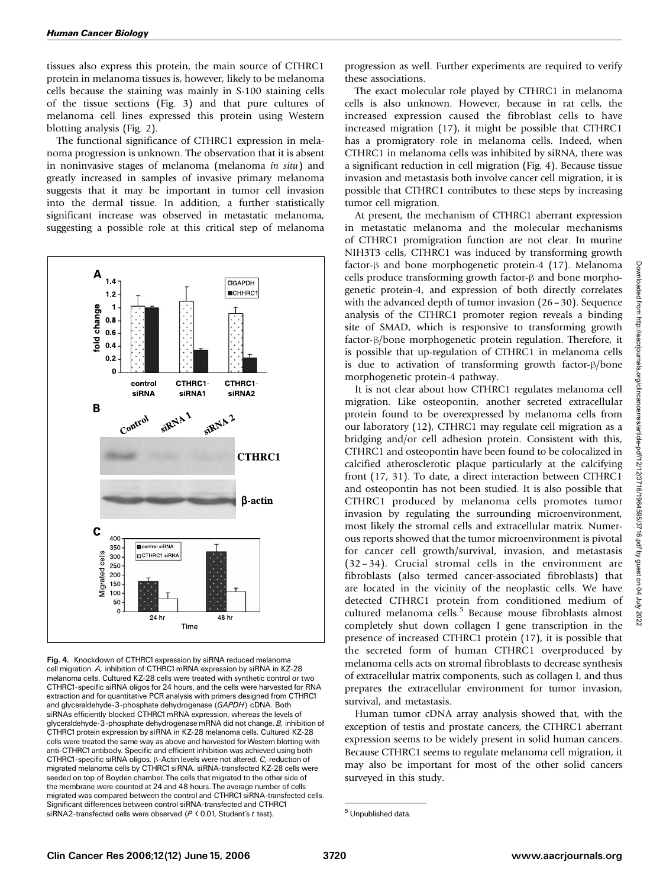tissues also express this protein, the main source of CTHRC1 protein in melanoma tissues is, however, likely to be melanoma cells because the staining was mainly in S-100 staining cells of the tissue sections (Fig. 3) and that pure cultures of melanoma cell lines expressed this protein using Western blotting analysis (Fig. 2).

The functional significance of CTHRC1 expression in melanoma progression is unknown. The observation that it is absent in noninvasive stages of melanoma (melanoma *in situ*) and greatly increased in samples of invasive primary melanoma suggests that it may be important in tumor cell invasion into the dermal tissue. In addition, a further statistically significant increase was observed in metastatic melanoma, suggesting a possible role at this critical step of melanoma progression as well. Further experiments are required to verify these associations.

**Fig. 4.** Knockdown of CTHRC1 expression by siRNA reduced melanoma cell migration. *A,* inhibition of CTHRC1 mRNA expression by siRNA in KZ-28 melanoma cells. Cultured KZ-28 cells were treated with synthetic control or two CTHRC1-specific siRNA oligos for 24 hours, and the cells were harvested for RNA extraction and for quantitative PCR analysis with primers designed from CTHRC1 and glyceraldehyde-3-phosphate dehydrogenase (*GAPDH*) cDNA. Both siRNAs efficiently blocked CTHRC1 mRNA expression, whereas the levels of glyceraldehyde-3-phosphate dehydrogenase mRNA did not change. *B,* inhibition of CTHRC1 protein expression by siRNA in KZ-28 melanoma cells. Cultured KZ-28 cells were treated the same way as above and harvested for Western blotting with anti-CTHRC1 antibody. Specific and efficient inhibition was achieved using both CTHRC1-specific siRNA oligos. β-Actin levels were not altered. *C,* reduction of migrated melanoma cells by CTHRC1 siRNA. siRNA-transfected KZ-28 cells were seeded on top of Boyden chamber. The cells that migrated to the other side of the membrane were counted at 24 and 48 hours. The average number of cells migrated was compared between the control and CTHRC1 siRNA-transfected cells. Significant differences between control siRNA-transfected and CTHRC1 siRNA2-transfected cells were observed ($P < 0.01$, Student's *t* test).

The exact molecular role played by CTHRC1 in melanoma cells is also unknown. However, because in rat cells, the increased expression caused the fibroblast cells to have increased migration (17), it might be possible that CTHRC1 has a promigratory role in melanoma cells. Indeed, when CTHRC1 in melanoma cells was inhibited by siRNA, there was a significant reduction in cell migration (Fig. 4). Because tissue invasion and metastasis both involve cancer cell migration, it is possible that CTHRC1 contributes to these steps by increasing tumor cell migration.

At present, the mechanism of CTHRC1 aberrant expression in metastatic melanoma and the molecular mechanisms of CTHRC1 promigration function are not clear. In murine NIH3T3 cells, CTHRC1 was induced by transforming growth factor-β and bone morphogenetic protein-4 (17). Melanoma cells produce transforming growth factor-β and bone morphogenetic protein-4, and expression of both directly correlates with the advanced depth of tumor invasion (26–30). Sequence analysis of the CTHRC1 promoter region reveals a binding site of SMAD, which is responsive to transforming growth factor-β/bone morphogenetic protein regulation. Therefore, it is possible that up-regulation of CTHRC1 in melanoma cells is due to activation of transforming growth factor-β/bone morphogenetic protein-4 pathway.

It is not clear about how CTHRC1 regulates melanoma cell migration. Like osteopontin, another secreted extracellular protein found to be overexpressed by melanoma cells from our laboratory (12), CTHRC1 may regulate cell migration as a bridging and/or cell adhesion protein. Consistent with this, CTHRC1 and osteopontin have been found to be colocalized in calcified atherosclerotic plaque particularly at the calcifying front (17, 31). To date, a direct interaction between CTHRC1 and osteopontin has not been studied. It is also possible that CTHRC1 produced by melanoma cells promotes tumor invasion by regulating the surrounding microenvironment, most likely the stromal cells and extracellular matrix. Numerous reports showed that the tumor microenvironment is pivotal for cancer cell growth/survival, invasion, and metastasis (32–34). Crucial stromal cells in the environment are fibroblasts (also termed cancer-associated fibroblasts) that are located in the vicinity of the neoplastic cells. We have detected CTHRC1 protein from conditioned medium of cultured melanoma cells.[5] Because mouse fibroblasts almost completely shut down collagen I gene transcription in the presence of increased CTHRC1 protein (17), it is possible that the secreted form of human CTHRC1 overproduced by melanoma cells acts on stromal fibroblasts to decrease synthesis of extracellular matrix components, such as collagen I, and thus prepares the extracellular environment for tumor invasion, survival, and metastasis.

Human tumor cDNA array analysis showed that, with the exception of testis and prostate cancers, the CTHRC1 aberrant expression seems to be widely present in solid human cancers. Because CTHRC1 seems to regulate melanoma cell migration, it may also be important for most of the other solid cancers surveyed in this study.

[5] Unpublished data.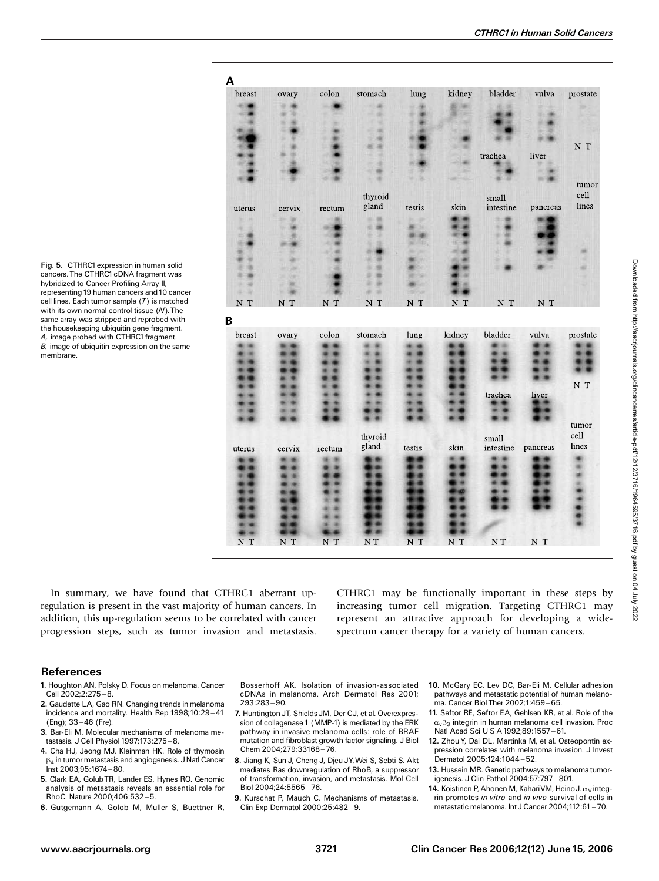**Fig. 5.** CTHRC1 expression in human solid cancers. The CTHRC1 cDNA fragment was hybridized to Cancer Profiling Array II, representing 19 human cancers and 10 cancer cell lines. Each tumor sample (*T*) is matched with its own normal control tissue (*N*). The same array was stripped and reprobed with the housekeeping ubiquitin gene fragment. *A,* image probed with CTHRC1 fragment. *B,* image of ubiquitin expression on the same membrane.

In summary, we have found that CTHRC1 aberrant up-regulation is present in the vast majority of human cancers. In addition, this up-regulation seems to be correlated with cancer progression steps, such as tumor invasion and metastasis. CTHRC1 may be functionally important in these steps by increasing tumor cell migration. Targeting CTHRC1 may represent an attractive approach for developing a wide-spectrum cancer therapy for a variety of human cancers.

## References

1. Houghton AN, Polsky D. Focus on melanoma. Cancer Cell 2002;2:275–8.
2. Gaudette LA, Gao RN. Changing trends in melanoma incidence and mortality. Health Rep 1998;10:29–41 (Eng); 33–46 (Fre).
3. Bar-Eli M. Molecular mechanisms of melanoma metastasis. J Cell Physiol 1997;173:275–8.
4. Cha HJ, Jeong MJ, Kleinman HK. Role of thymosin $\beta_4$ in tumor metastasis and angiogenesis. J Natl Cancer Inst 2003;95:1674–80.
5. Clark EA, Golub TR, Lander ES, Hynes RO. Genomic analysis of metastasis reveals an essential role for RhoC. Nature 2000;406:532–5.
6. Gutgemann A, Golob M, Muller S, Buettner R, Bosserhoff AK. Isolation of invasion-associated cDNAs in melanoma. Arch Dermatol Res 2001;293:283–90.
7. Huntington JT, Shields JM, Der CJ, et al. Overexpression of collagenase 1 (MMP-1) is mediated by the ERK pathway in invasive melanoma cells: role of BRAF mutation and fibroblast growth factor signaling. J Biol Chem 2004;279:33168–76.
8. Jiang K, Sun J, Cheng J, Djeu JY, Wei S, Sebti S. Akt mediates Ras downregulation of RhoB, a suppressor of transformation, invasion, and metastasis. Mol Cell Biol 2004;24:5565–76.
9. Kurschat P, Mauch C. Mechanisms of metastasis. Clin Exp Dermatol 2000;25:482–9.
10. McGary EC, Lev DC, Bar-Eli M. Cellular adhesion pathways and metastatic potential of human melanoma. Cancer Biol Ther 2002;1:459–65.
11. Seftor RE, Seftor EA, Gehlsen KR, et al. Role of the $\alpha_v\beta_3$ integrin in human melanoma cell invasion. Proc Natl Acad Sci U S A 1992;89:1557–61.
12. Zhou Y, Dai DL, Martinka M, et al. Osteopontin expression correlates with melanoma invasion. J Invest Dermatol 2005;124:1044–52.
13. Hussein MR. Genetic pathways to melanoma tumorigenesis. J Clin Pathol 2004;57:797–801.
14. Koistinen P, Ahonen M, Kahari VM, Heino J. $\alpha_V$ integrin promotes *in vitro* and *in vivo* survival of cells in metastatic melanoma. Int J Cancer 2004;112:61–70.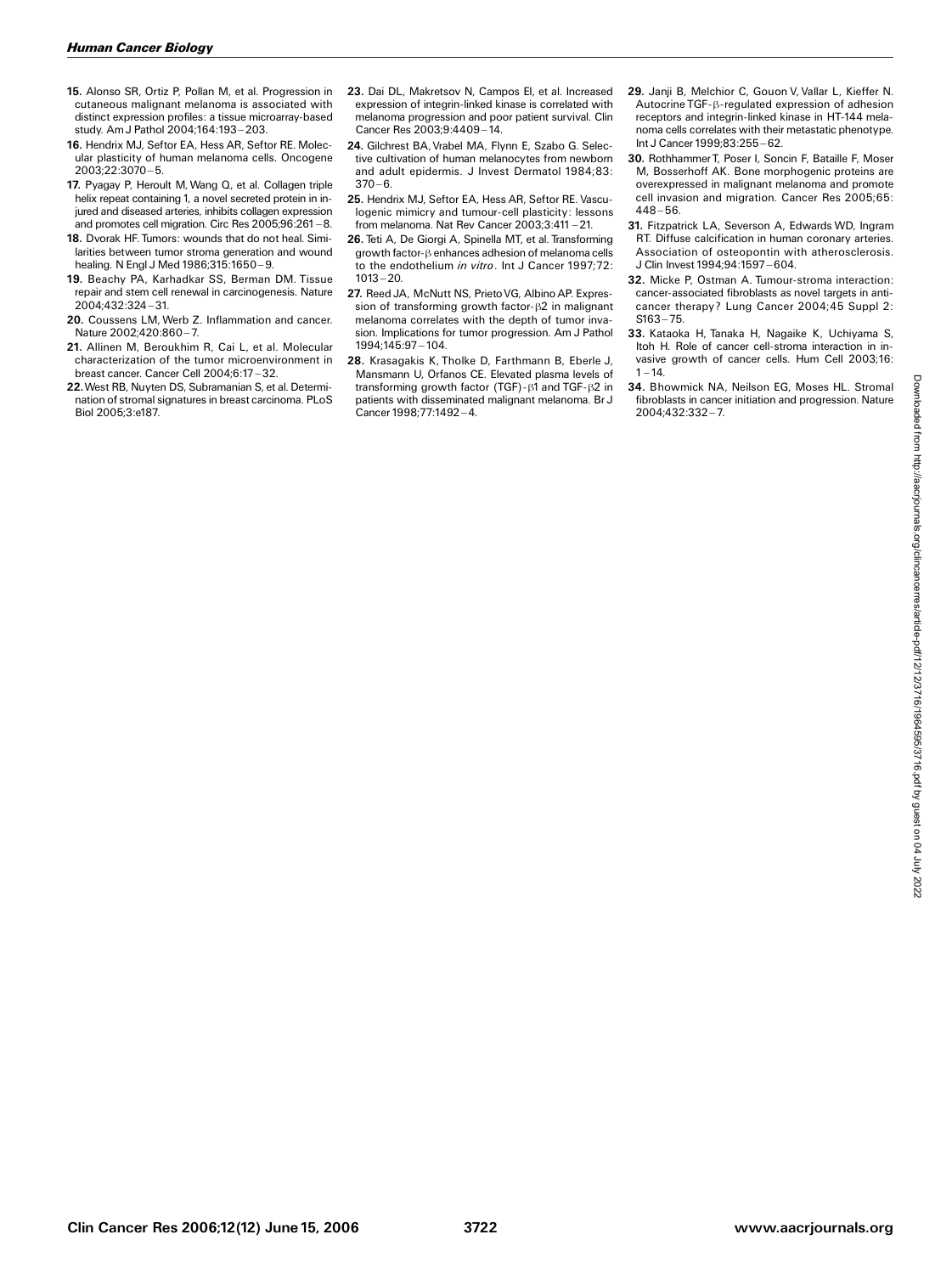15. Alonso SR, Ortiz P, Pollan M, et al. Progression in cutaneous malignant melanoma is associated with distinct expression profiles: a tissue microarray-based study. Am J Pathol 2004;164:193–203.

16. Hendrix MJ, Seftor EA, Hess AR, Seftor RE. Molecular plasticity of human melanoma cells. Oncogene 2003;22:3070–5.

17. Pyagay P, Heroult M, Wang Q, et al. Collagen triple helix repeat containing 1, a novel secreted protein in injured and diseased arteries, inhibits collagen expression and promotes cell migration. Circ Res 2005;96:261–8.

18. Dvorak HF. Tumors: wounds that do not heal. Similarities between tumor stroma generation and wound healing. N Engl J Med 1986;315:1650–9.

19. Beachy PA, Karhadkar SS, Berman DM. Tissue repair and stem cell renewal in carcinogenesis. Nature 2004;432:324–31.

20. Coussens LM, Werb Z. Inflammation and cancer. Nature 2002;420:860–7.

21. Allinen M, Beroukhim R, Cai L, et al. Molecular characterization of the tumor microenvironment in breast cancer. Cancer Cell 2004;6:17–32.

22. West RB, Nuyten DS, Subramanian S, et al. Determination of stromal signatures in breast carcinoma. PLoS Biol 2005;3:e187.

23. Dai DL, Makretsov N, Campos EI, et al. Increased expression of integrin-linked kinase is correlated with melanoma progression and poor patient survival. Clin Cancer Res 2003;9:4409–14.

24. Gilchrest BA, Vrabel MA, Flynn E, Szabo G. Selective cultivation of human melanocytes from newborn and adult epidermis. J Invest Dermatol 1984;83:370–6.

25. Hendrix MJ, Seftor EA, Hess AR, Seftor RE. Vasculogenic mimicry and tumour-cell plasticity: lessons from melanoma. Nat Rev Cancer 2003;3:411–21.

26. Teti A, De Giorgi A, Spinella MT, et al. Transforming growth factor-β enhances adhesion of melanoma cells to the endothelium *in vitro*. Int J Cancer 1997;72:1013–20.

27. Reed JA, McNutt NS, Prieto VG, Albino AP. Expression of transforming growth factor-β2 in malignant melanoma correlates with the depth of tumor invasion. Implications for tumor progression. Am J Pathol 1994;145:97–104.

28. Krasagakis K, Tholke D, Farthmann B, Eberle J, Mansmann U, Orfanos CE. Elevated plasma levels of transforming growth factor (TGF)-β1 and TGF-β2 in patients with disseminated malignant melanoma. Br J Cancer 1998;77:1492–4.

29. Janji B, Melchior C, Gouon V, Vallar L, Kieffer N. Autocrine TGF-β-regulated expression of adhesion receptors and integrin-linked kinase in HT-144 melanoma cells correlates with their metastatic phenotype. Int J Cancer 1999;83:255–62.

30. Rothhammer T, Poser I, Soncin F, Bataille F, Moser M, Bosserhoff AK. Bone morphogenic proteins are overexpressed in malignant melanoma and promote cell invasion and migration. Cancer Res 2005;65:448–56.

31. Fitzpatrick LA, Severson A, Edwards WD, Ingram RT. Diffuse calcification in human coronary arteries. Association of osteopontin with atherosclerosis. J Clin Invest 1994;94:1597–604.

32. Micke P, Ostman A. Tumour-stroma interaction: cancer-associated fibroblasts as novel targets in anticancer therapy? Lung Cancer 2004;45 Suppl 2:S163–75.

33. Kataoka H, Tanaka H, Nagaike K, Uchiyama S, Itoh H. Role of cancer cell-stroma interaction in invasive growth of cancer cells. Hum Cell 2003;16:1–14.

34. Bhowmick NA, Neilson EG, Moses HL. Stromal fibroblasts in cancer initiation and progression. Nature 2004;432:332–7.